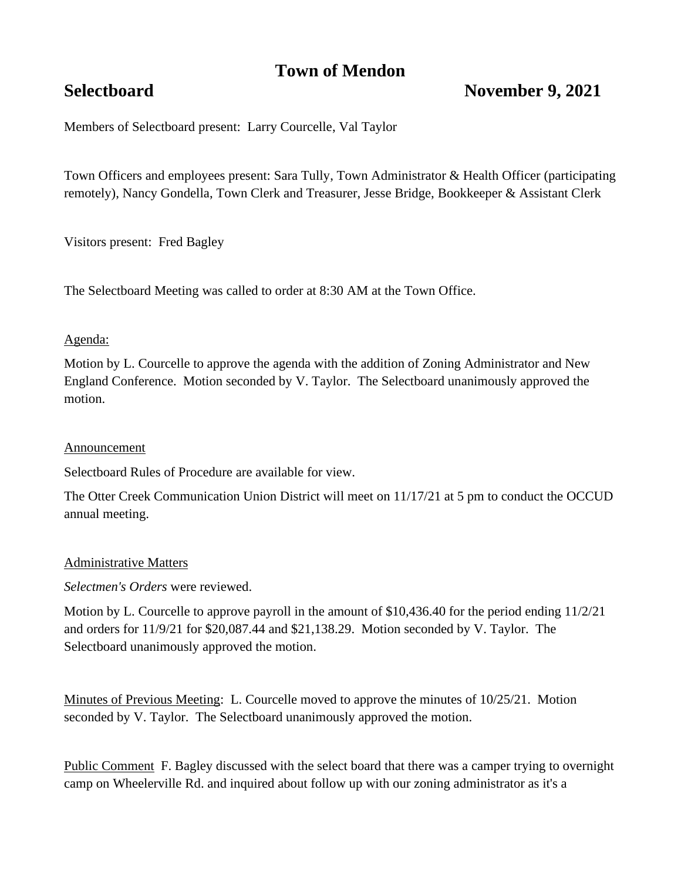# Town of Mendon

**Selectboard** **November 9, 2021**

Members of Selectboard present: Larry Courcelle, Val Taylor

Town Officers and employees present: Sara Tully, Town Administrator & Health Officer (participating remotely), Nancy Gondella, Town Clerk and Treasurer, Jesse Bridge, Bookkeeper & Assistant Clerk

Visitors present: Fred Bagley

The Selectboard Meeting was called to order at 8:30 AM at the Town Office.

<u>Agenda:</u>

Motion by L. Courcelle to approve the agenda with the addition of Zoning Administrator and New England Conference. Motion seconded by V. Taylor. The Selectboard unanimously approved the motion.

<u>Announcement</u>

Selectboard Rules of Procedure are available for view.

The Otter Creek Communication Union District will meet on 11/17/21 at 5 pm to conduct the OCCUD annual meeting.

<u>Administrative Matters</u>

*Selectmen's Orders* were reviewed.

Motion by L. Courcelle to approve payroll in the amount of $10,436.40 for the period ending 11/2/21 and orders for 11/9/21 for $20,087.44 and $21,138.29. Motion seconded by V. Taylor. The Selectboard unanimously approved the motion.

<u>Minutes of Previous Meeting</u>: L. Courcelle moved to approve the minutes of 10/25/21. Motion seconded by V. Taylor. The Selectboard unanimously approved the motion.

<u>Public Comment</u> F. Bagley discussed with the select board that there was a camper trying to overnight camp on Wheelerville Rd. and inquired about follow up with our zoning administrator as it's a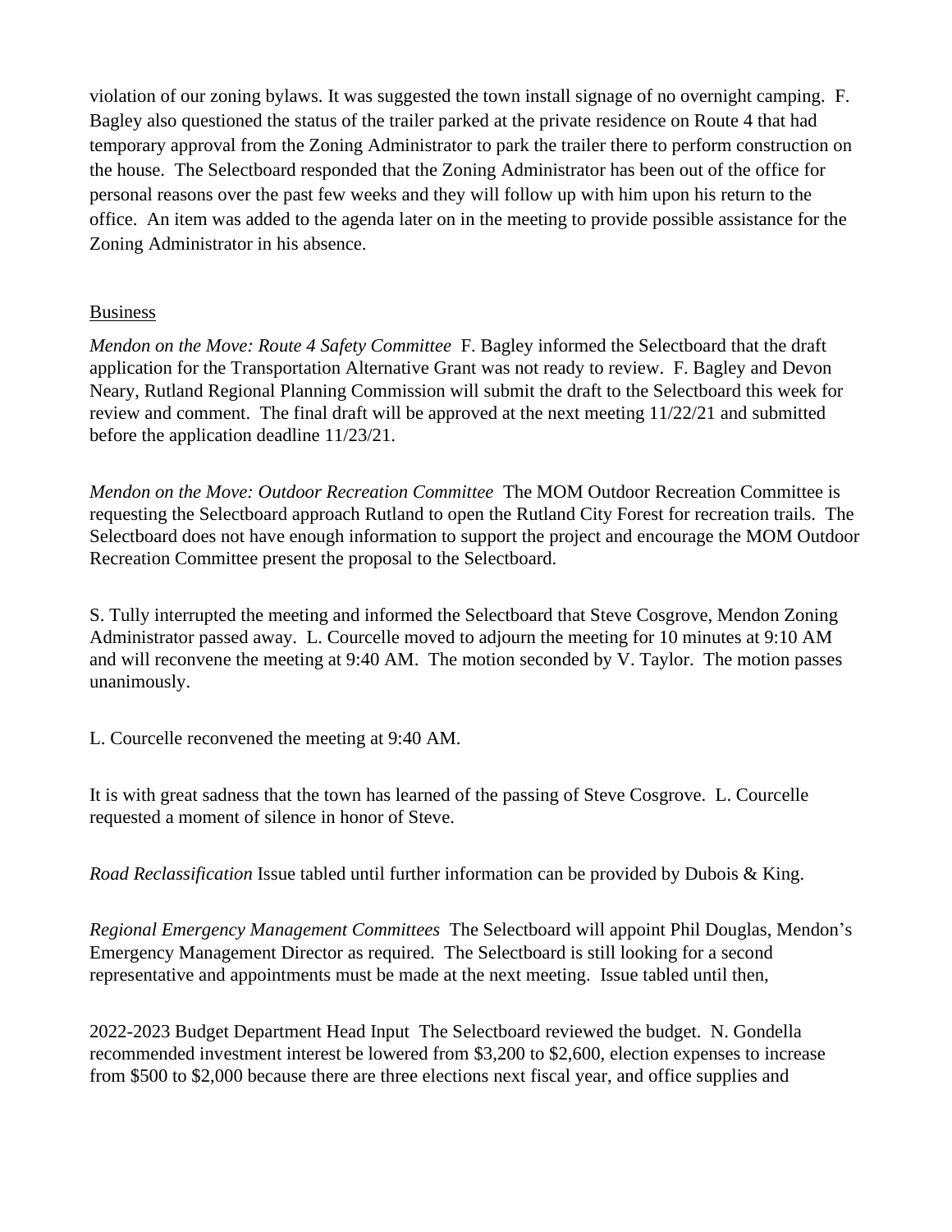violation of our zoning bylaws. It was suggested the town install signage of no overnight camping. F. Bagley also questioned the status of the trailer parked at the private residence on Route 4 that had temporary approval from the Zoning Administrator to park the trailer there to perform construction on the house. The Selectboard responded that the Zoning Administrator has been out of the office for personal reasons over the past few weeks and they will follow up with him upon his return to the office. An item was added to the agenda later on in the meeting to provide possible assistance for the Zoning Administrator in his absence.

<u>Business</u>

*Mendon on the Move: Route 4 Safety Committee* F. Bagley informed the Selectboard that the draft application for the Transportation Alternative Grant was not ready to review. F. Bagley and Devon Neary, Rutland Regional Planning Commission will submit the draft to the Selectboard this week for review and comment. The final draft will be approved at the next meeting 11/22/21 and submitted before the application deadline 11/23/21.

*Mendon on the Move: Outdoor Recreation Committee* The MOM Outdoor Recreation Committee is requesting the Selectboard approach Rutland to open the Rutland City Forest for recreation trails. The Selectboard does not have enough information to support the project and encourage the MOM Outdoor Recreation Committee present the proposal to the Selectboard.

S. Tully interrupted the meeting and informed the Selectboard that Steve Cosgrove, Mendon Zoning Administrator passed away. L. Courcelle moved to adjourn the meeting for 10 minutes at 9:10 AM and will reconvene the meeting at 9:40 AM. The motion seconded by V. Taylor. The motion passes unanimously.

L. Courcelle reconvened the meeting at 9:40 AM.

It is with great sadness that the town has learned of the passing of Steve Cosgrove. L. Courcelle requested a moment of silence in honor of Steve.

*Road Reclassification* Issue tabled until further information can be provided by Dubois & King.

*Regional Emergency Management Committees* The Selectboard will appoint Phil Douglas, Mendon's Emergency Management Director as required. The Selectboard is still looking for a second representative and appointments must be made at the next meeting. Issue tabled until then,

2022-2023 Budget Department Head Input The Selectboard reviewed the budget. N. Gondella recommended investment interest be lowered from $3,200 to $2,600, election expenses to increase from $500 to $2,000 because there are three elections next fiscal year, and office supplies and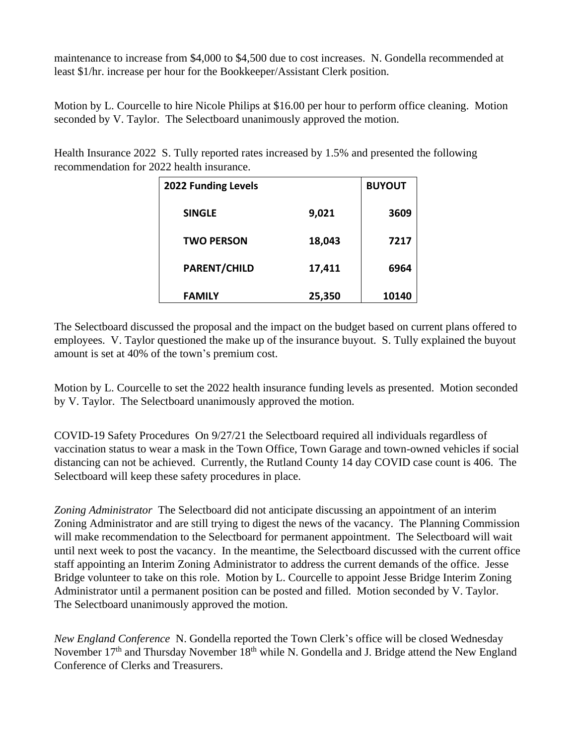maintenance to increase from $4,000 to $4,500 due to cost increases. N. Gondella recommended at least $1/hr. increase per hour for the Bookkeeper/Assistant Clerk position.

Motion by L. Courcelle to hire Nicole Philips at $16.00 per hour to perform office cleaning. Motion seconded by V. Taylor. The Selectboard unanimously approved the motion.

Health Insurance 2022 S. Tully reported rates increased by 1.5% and presented the following recommendation for 2022 health insurance.

| **2022 Funding Levels** | | **BUYOUT** |
|---|---|---|
| **SINGLE** | **9,021** | **3609** |
| **TWO PERSON** | **18,043** | **7217** |
| **PARENT/CHILD** | **17,411** | **6964** |
| **FAMILY** | **25,350** | **10140** |

The Selectboard discussed the proposal and the impact on the budget based on current plans offered to employees. V. Taylor questioned the make up of the insurance buyout. S. Tully explained the buyout amount is set at 40% of the town's premium cost.

Motion by L. Courcelle to set the 2022 health insurance funding levels as presented. Motion seconded by V. Taylor. The Selectboard unanimously approved the motion.

COVID-19 Safety Procedures On 9/27/21 the Selectboard required all individuals regardless of vaccination status to wear a mask in the Town Office, Town Garage and town-owned vehicles if social distancing can not be achieved. Currently, the Rutland County 14 day COVID case count is 406. The Selectboard will keep these safety procedures in place.

*Zoning Administrator* The Selectboard did not anticipate discussing an appointment of an interim Zoning Administrator and are still trying to digest the news of the vacancy. The Planning Commission will make recommendation to the Selectboard for permanent appointment. The Selectboard will wait until next week to post the vacancy. In the meantime, the Selectboard discussed with the current office staff appointing an Interim Zoning Administrator to address the current demands of the office. Jesse Bridge volunteer to take on this role. Motion by L. Courcelle to appoint Jesse Bridge Interim Zoning Administrator until a permanent position can be posted and filled. Motion seconded by V. Taylor. The Selectboard unanimously approved the motion.

*New England Conference* N. Gondella reported the Town Clerk's office will be closed Wednesday November 17th and Thursday November 18th while N. Gondella and J. Bridge attend the New England Conference of Clerks and Treasurers.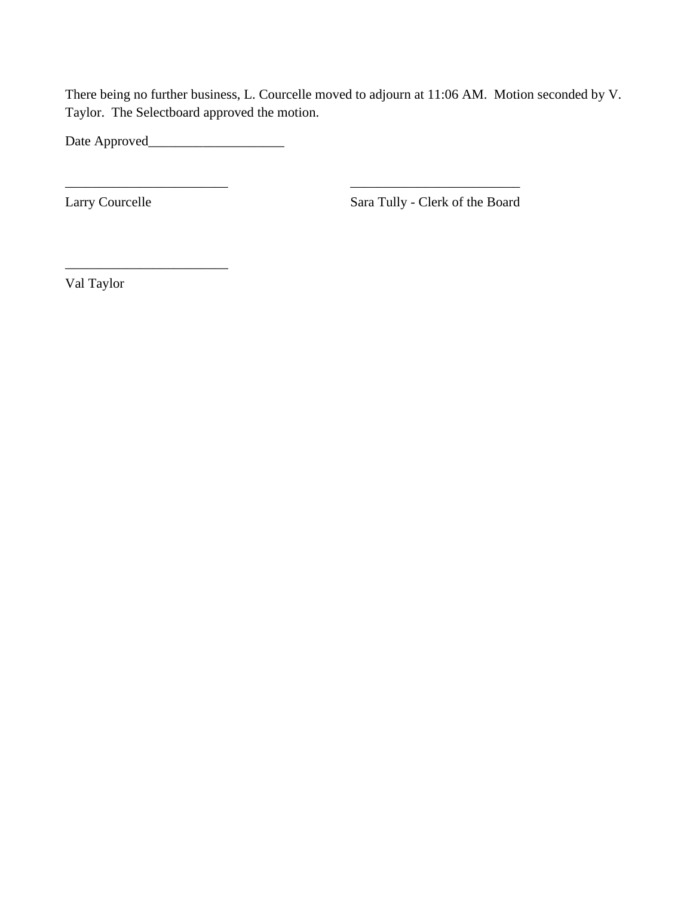There being no further business, L. Courcelle moved to adjourn at 11:06 AM. Motion seconded by V. Taylor. The Selectboard approved the motion.

Date Approved____________________

________________________ Larry Courcelle

_________________________ Sara Tully - Clerk of the Board

________________________ Val Taylor